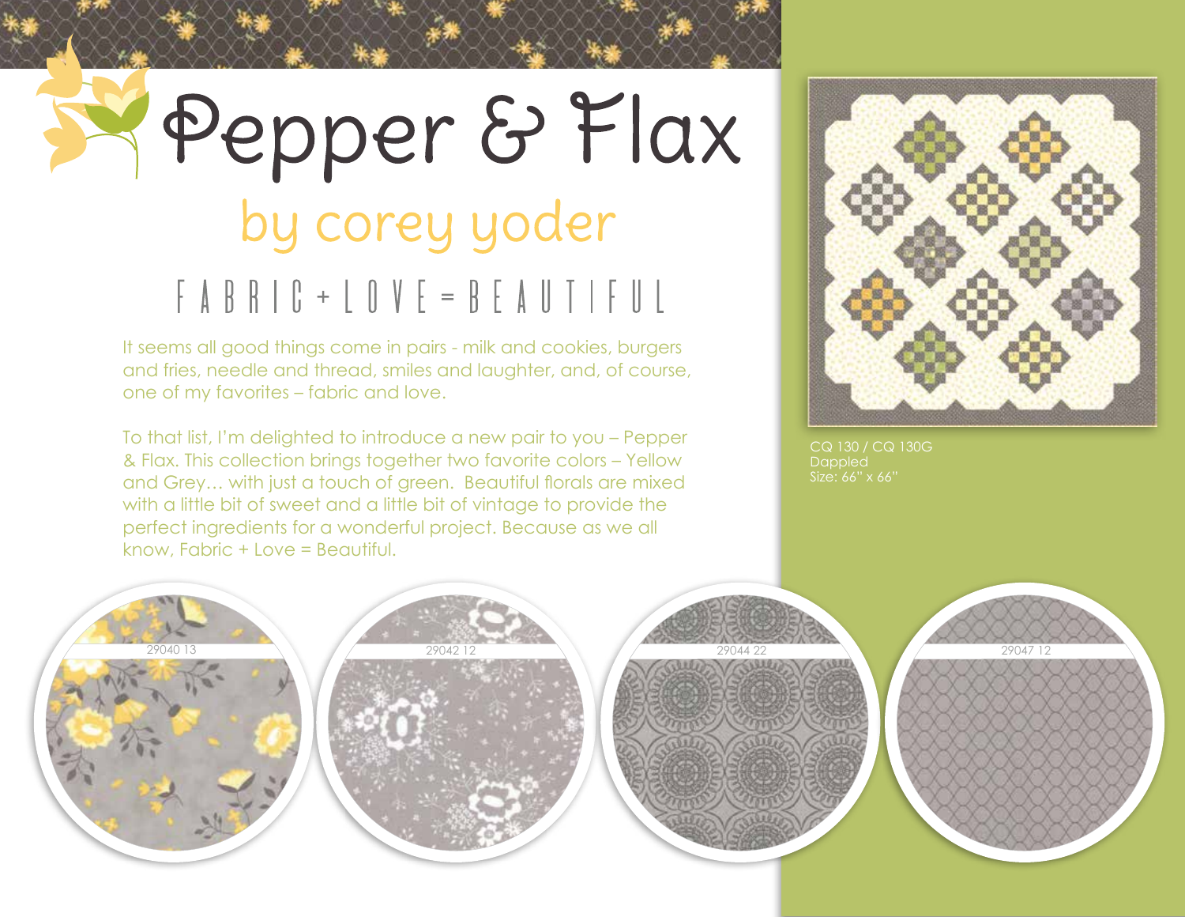# Pepper & Flax

## by corey yoder

FABRIC + LOVE = BEAUTIFUL

It seems all good things come in pairs - milk and cookies, burgers and fries, needle and thread, smiles and laughter, and, of course, one of my favorites – fabric and love.

To that list, I'm delighted to introduce a new pair to you – Pepper & Flax. This collection brings together two favorite colors – Yellow and Grey… with just a touch of green. Beautiful florals are mixed with a little bit of sweet and a little bit of vintage to provide the perfect ingredients for a wonderful project. Because as we all know, Fabric + Love = Beautiful.

CQ 130 / CQ 130G
Dappled
Size: 66" x 66"

29040 13

29042 12

29044 22

29047 12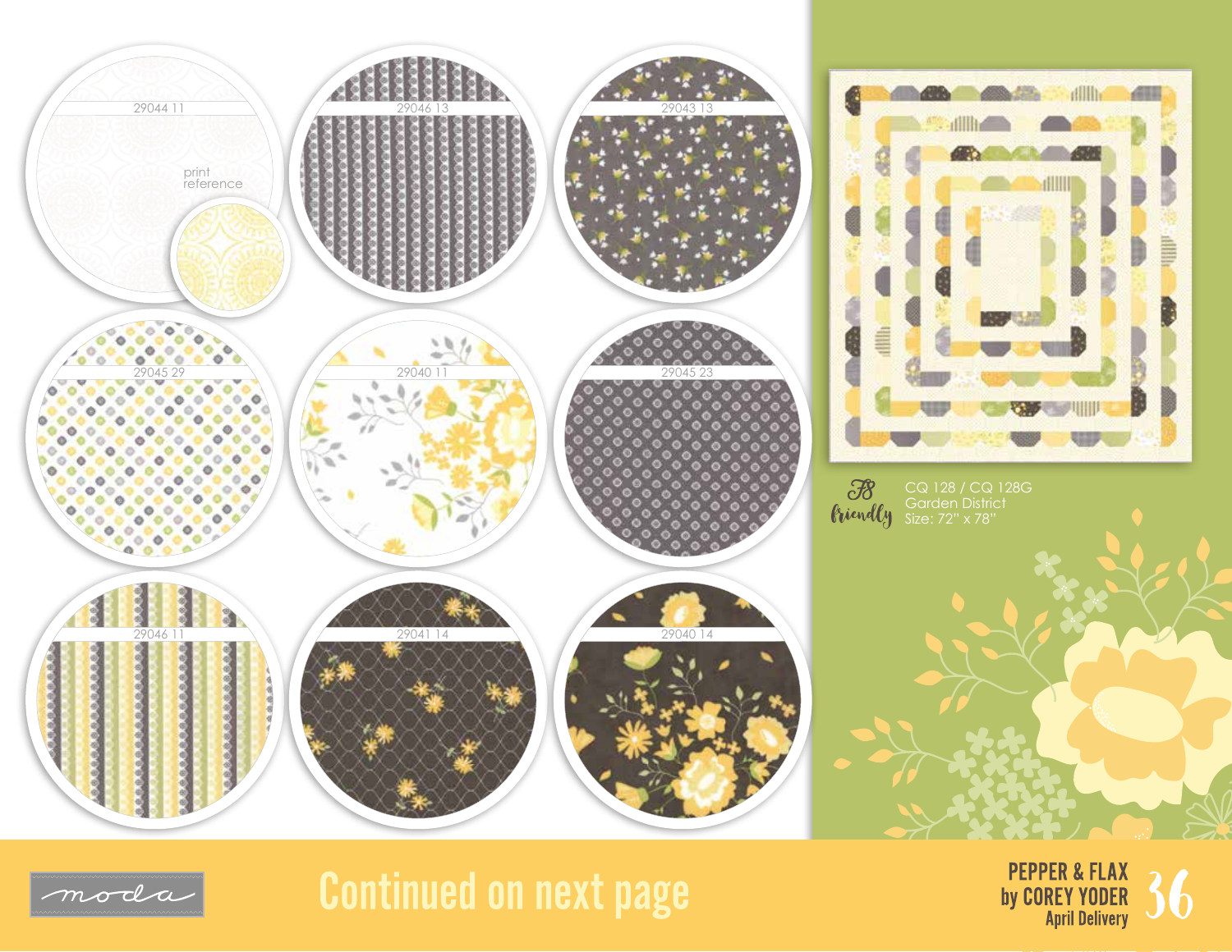29044 11

print reference

29046 13

29043 13

29045 29

29040 11

29045 23

29046 11

29041 14

29040 14

FB friendly

CQ 128 / CQ 128G
Garden District
Size: 72" x 78"

moda

# Continued on next page

PEPPER & FLAX
by COREY YODER
April Delivery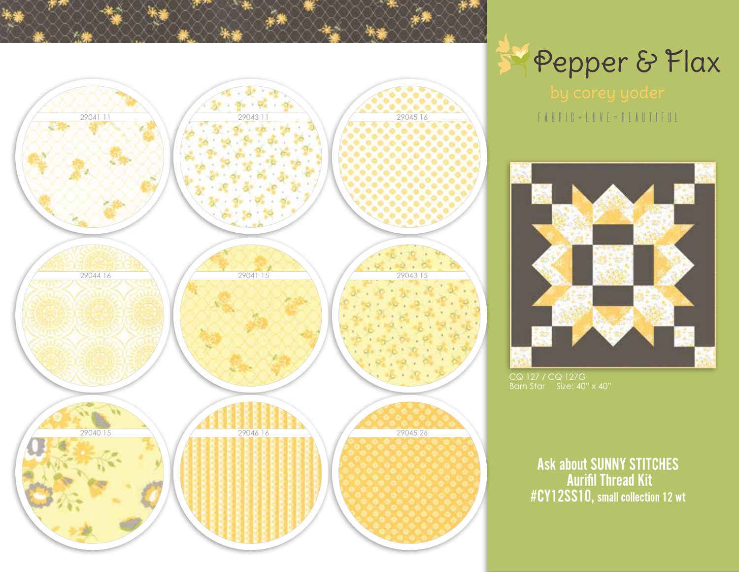29041 11

29043 11

29045 16

29044 16

29041 15

29043 15

29040 15

29046 16

29045 26

# Pepper & Flax

by corey yoder

FABRIC + LOVE = BEAUTIFUL

CQ 127 / CQ 127G
Barn Star Size: 40" x 40"

**Ask about SUNNY STITCHES Aurifil Thread Kit #CY12SS10, small collection 12 wt**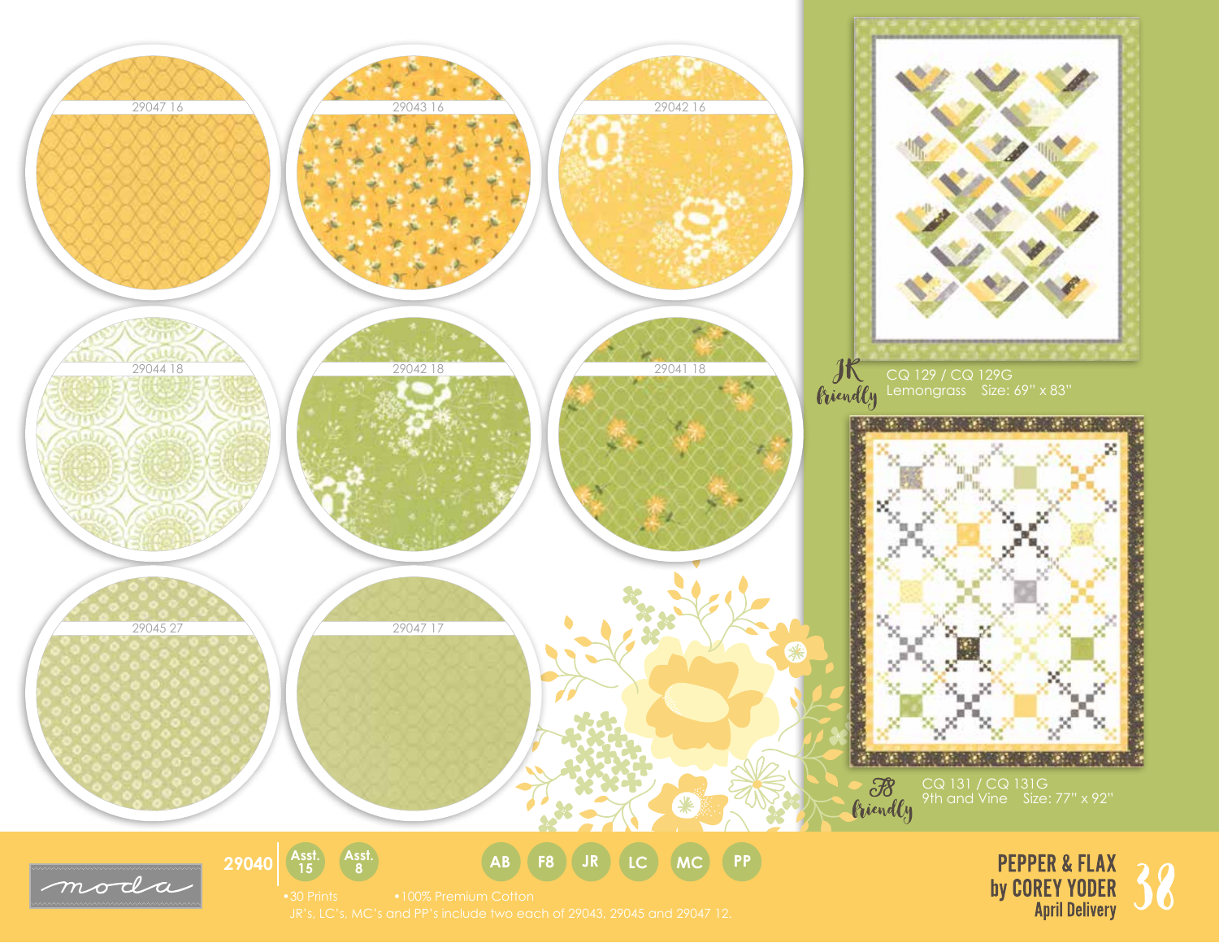29047 16

29043 16

29042 16

29044 18

29042 18

29041 18

29045 27

29047 17

JR friendly

CQ 129 / CQ 129G
Lemongrass Size: 69" x 83"

F8 friendly

CQ 131 / CQ 131G
9th and Vine Size: 77" x 92"

moda

29040 | Asst. 15 | Asst. 8 | AB | F8 | JR | LC | MC | PP

•30 Prints •100% Premium Cotton
JR's, LC's, MC's and PP's include two each of 29043, 29045 and 29047 12.

**PEPPER & FLAX**
**by COREY YODER**
**April Delivery**